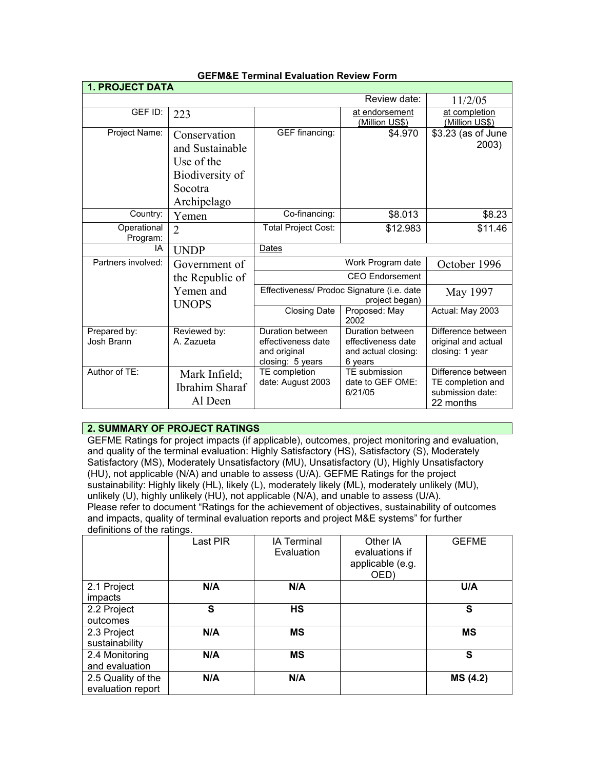# GEFM&E Terminal Evaluation Review Form

## 1. PROJECT DATA

| | | | | |
|---|---|---|---|---|
| | | | Review date: | 11/2/05 |
| GEF ID: | 223 | | at endorsement (Million US$) | at completion (Million US$) |
| Project Name: | Conservation and Sustainable Use of the Biodiversity of Socotra Archipelago | GEF financing: | $4.970 | $3.23 (as of June 2003) |
| Country: | Yemen | Co-financing: | $8.013 | $8.23 |
| Operational Program: | 2 | Total Project Cost: | $12.983 | $11.46 |
| IA | UNDP | Dates | | |
| Partners involved: | Government of the Republic of Yemen and UNOPS | | Work Program date | October 1996 |
| | | | CEO Endorsement | |
| | | | Effectiveness/ Prodoc Signature (i.e. date project began) | May 1997 |
| | | Closing Date | Proposed: May 2002 | Actual: May 2003 |
| Prepared by: Josh Brann | Reviewed by: A. Zazueta | Duration between effectiveness date and original closing: 5 years | Duration between effectiveness date and actual closing: 6 years | Difference between original and actual closing: 1 year |
| Author of TE: | Mark Infield; Ibrahim Sharaf Al Deen | TE completion date: August 2003 | TE submission date to GEF OME: 6/21/05 | Difference between TE completion and submission date: 22 months |

## 2. SUMMARY OF PROJECT RATINGS

GEFME Ratings for project impacts (if applicable), outcomes, project monitoring and evaluation, and quality of the terminal evaluation: Highly Satisfactory (HS), Satisfactory (S), Moderately Satisfactory (MS), Moderately Unsatisfactory (MU), Unsatisfactory (U), Highly Unsatisfactory (HU), not applicable (N/A) and unable to assess (U/A). GEFME Ratings for the project sustainability: Highly likely (HL), likely (L), moderately likely (ML), moderately unlikely (MU), unlikely (U), highly unlikely (HU), not applicable (N/A), and unable to assess (U/A). Please refer to document "Ratings for the achievement of objectives, sustainability of outcomes and impacts, quality of terminal evaluation reports and project M&E systems" for further definitions of the ratings.

| | Last PIR | IA Terminal Evaluation | Other IA evaluations if applicable (e.g. OED) | GEFME |
|---|---|---|---|---|
| 2.1 Project impacts | **N/A** | **N/A** | | **U/A** |
| 2.2 Project outcomes | **S** | **HS** | | **S** |
| 2.3 Project sustainability | **N/A** | **MS** | | **MS** |
| 2.4 Monitoring and evaluation | **N/A** | **MS** | | **S** |
| 2.5 Quality of the evaluation report | **N/A** | **N/A** | | **MS (4.2)** |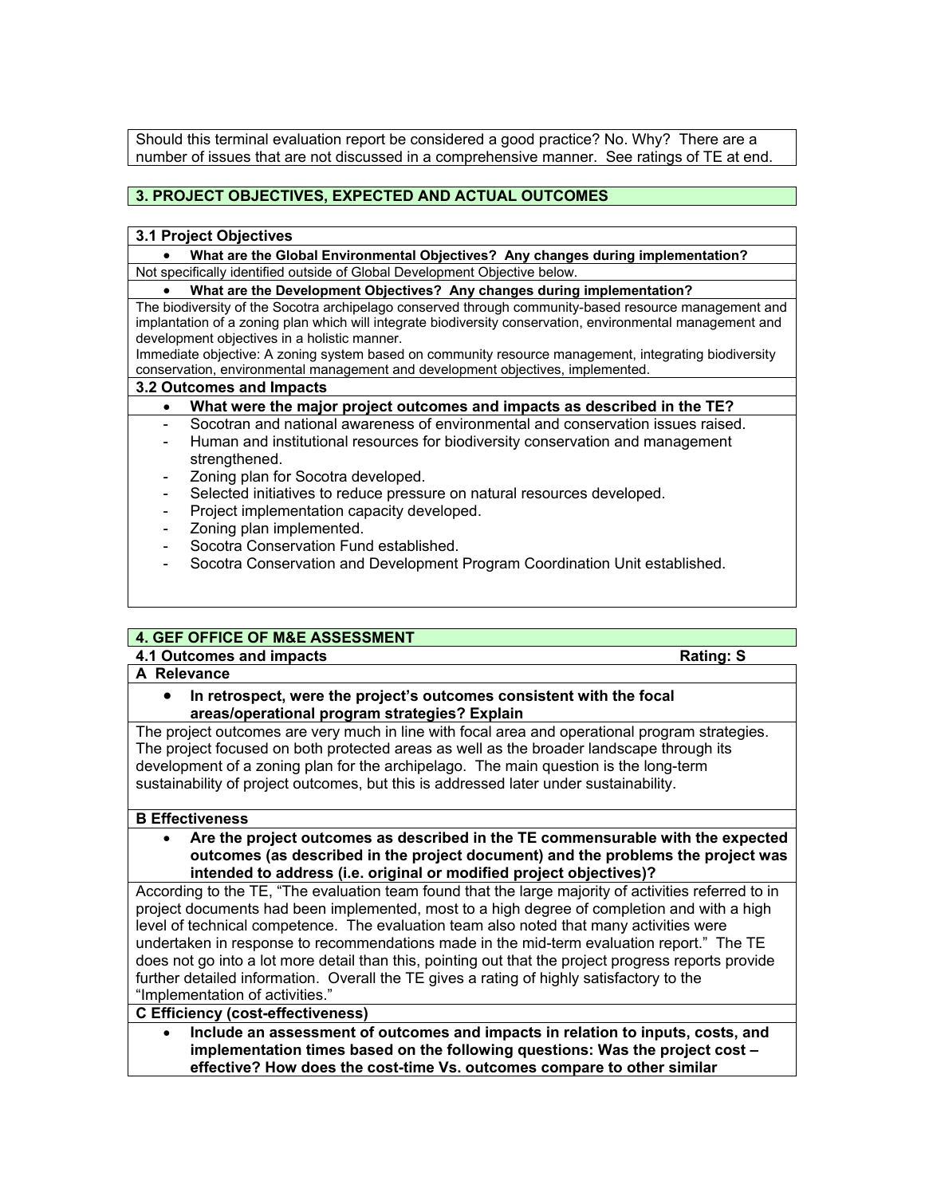Should this terminal evaluation report be considered a good practice? No. Why? There are a number of issues that are not discussed in a comprehensive manner. See ratings of TE at end.

## 3. PROJECT OBJECTIVES, EXPECTED AND ACTUAL OUTCOMES

### 3.1 Project Objectives

- **What are the Global Environmental Objectives? Any changes during implementation?**

Not specifically identified outside of Global Development Objective below.

- **What are the Development Objectives? Any changes during implementation?**

The biodiversity of the Socotra archipelago conserved through community-based resource management and implantation of a zoning plan which will integrate biodiversity conservation, environmental management and development objectives in a holistic manner.

Immediate objective: A zoning system based on community resource management, integrating biodiversity conservation, environmental management and development objectives, implemented.

### 3.2 Outcomes and Impacts

- **What were the major project outcomes and impacts as described in the TE?**

- Socotran and national awareness of environmental and conservation issues raised.
- Human and institutional resources for biodiversity conservation and management strengthened.
- Zoning plan for Socotra developed.
- Selected initiatives to reduce pressure on natural resources developed.
- Project implementation capacity developed.
- Zoning plan implemented.
- Socotra Conservation Fund established.
- Socotra Conservation and Development Program Coordination Unit established.

## 4. GEF OFFICE OF M&E ASSESSMENT

### 4.1 Outcomes and impacts — Rating: S

**A Relevance**

- **In retrospect, were the project's outcomes consistent with the focal areas/operational program strategies? Explain**

The project outcomes are very much in line with focal area and operational program strategies. The project focused on both protected areas as well as the broader landscape through its development of a zoning plan for the archipelago. The main question is the long-term sustainability of project outcomes, but this is addressed later under sustainability.

**B Effectiveness**

- **Are the project outcomes as described in the TE commensurable with the expected outcomes (as described in the project document) and the problems the project was intended to address (i.e. original or modified project objectives)?**

According to the TE, "The evaluation team found that the large majority of activities referred to in project documents had been implemented, most to a high degree of completion and with a high level of technical competence. The evaluation team also noted that many activities were undertaken in response to recommendations made in the mid-term evaluation report." The TE does not go into a lot more detail than this, pointing out that the project progress reports provide further detailed information. Overall the TE gives a rating of highly satisfactory to the "Implementation of activities."

**C Efficiency (cost-effectiveness)**

- **Include an assessment of outcomes and impacts in relation to inputs, costs, and implementation times based on the following questions: Was the project cost – effective? How does the cost-time Vs. outcomes compare to other similar**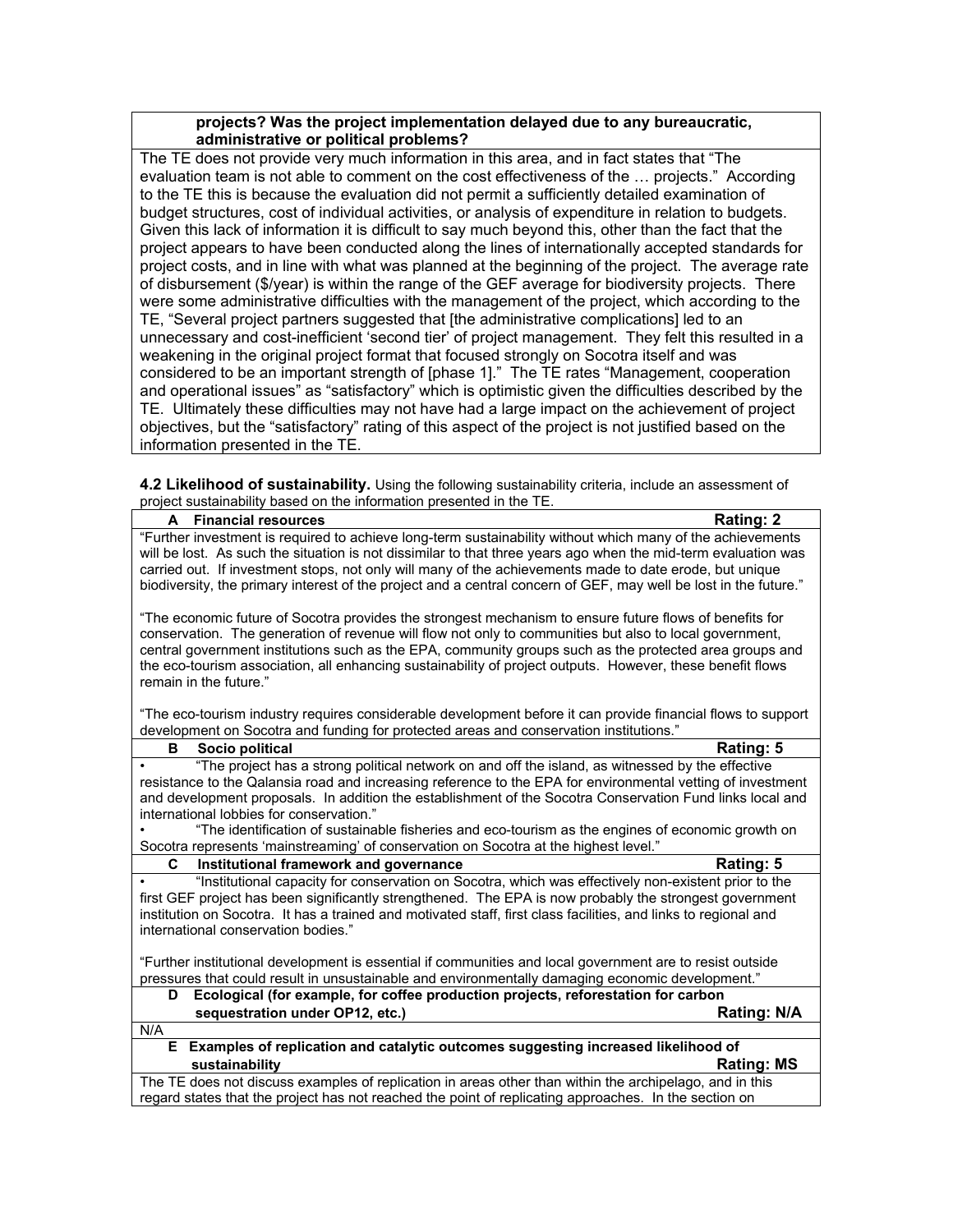**projects? Was the project implementation delayed due to any bureaucratic, administrative or political problems?**

The TE does not provide very much information in this area, and in fact states that "The evaluation team is not able to comment on the cost effectiveness of the … projects." According to the TE this is because the evaluation did not permit a sufficiently detailed examination of budget structures, cost of individual activities, or analysis of expenditure in relation to budgets. Given this lack of information it is difficult to say much beyond this, other than the fact that the project appears to have been conducted along the lines of internationally accepted standards for project costs, and in line with what was planned at the beginning of the project. The average rate of disbursement ($/year) is within the range of the GEF average for biodiversity projects. There were some administrative difficulties with the management of the project, which according to the TE, "Several project partners suggested that [the administrative complications] led to an unnecessary and cost-inefficient 'second tier' of project management. They felt this resulted in a weakening in the original project format that focused strongly on Socotra itself and was considered to be an important strength of [phase 1]." The TE rates "Management, cooperation and operational issues" as "satisfactory" which is optimistic given the difficulties described by the TE. Ultimately these difficulties may not have had a large impact on the achievement of project objectives, but the "satisfactory" rating of this aspect of the project is not justified based on the information presented in the TE.

**4.2 Likelihood of sustainability.** Using the following sustainability criteria, include an assessment of project sustainability based on the information presented in the TE.

**A Financial resources** **Rating: 2**

"Further investment is required to achieve long-term sustainability without which many of the achievements will be lost. As such the situation is not dissimilar to that three years ago when the mid-term evaluation was carried out. If investment stops, not only will many of the achievements made to date erode, but unique biodiversity, the primary interest of the project and a central concern of GEF, may well be lost in the future."

"The economic future of Socotra provides the strongest mechanism to ensure future flows of benefits for conservation. The generation of revenue will flow not only to communities but also to local government, central government institutions such as the EPA, community groups such as the protected area groups and the eco-tourism association, all enhancing sustainability of project outputs. However, these benefit flows remain in the future."

"The eco-tourism industry requires considerable development before it can provide financial flows to support development on Socotra and funding for protected areas and conservation institutions."

**B Socio political** **Rating: 5**

- "The project has a strong political network on and off the island, as witnessed by the effective resistance to the Qalansia road and increasing reference to the EPA for environmental vetting of investment and development proposals. In addition the establishment of the Socotra Conservation Fund links local and international lobbies for conservation."
- "The identification of sustainable fisheries and eco-tourism as the engines of economic growth on Socotra represents 'mainstreaming' of conservation on Socotra at the highest level."

**C Institutional framework and governance** **Rating: 5**

- "Institutional capacity for conservation on Socotra, which was effectively non-existent prior to the first GEF project has been significantly strengthened. The EPA is now probably the strongest government institution on Socotra. It has a trained and motivated staff, first class facilities, and links to regional and international conservation bodies."

"Further institutional development is essential if communities and local government are to resist outside pressures that could result in unsustainable and environmentally damaging economic development."

**D Ecological (for example, for coffee production projects, reforestation for carbon sequestration under OP12, etc.)** **Rating: N/A**

N/A

**E Examples of replication and catalytic outcomes suggesting increased likelihood of sustainability** **Rating: MS**

The TE does not discuss examples of replication in areas other than within the archipelago, and in this regard states that the project has not reached the point of replicating approaches. In the section on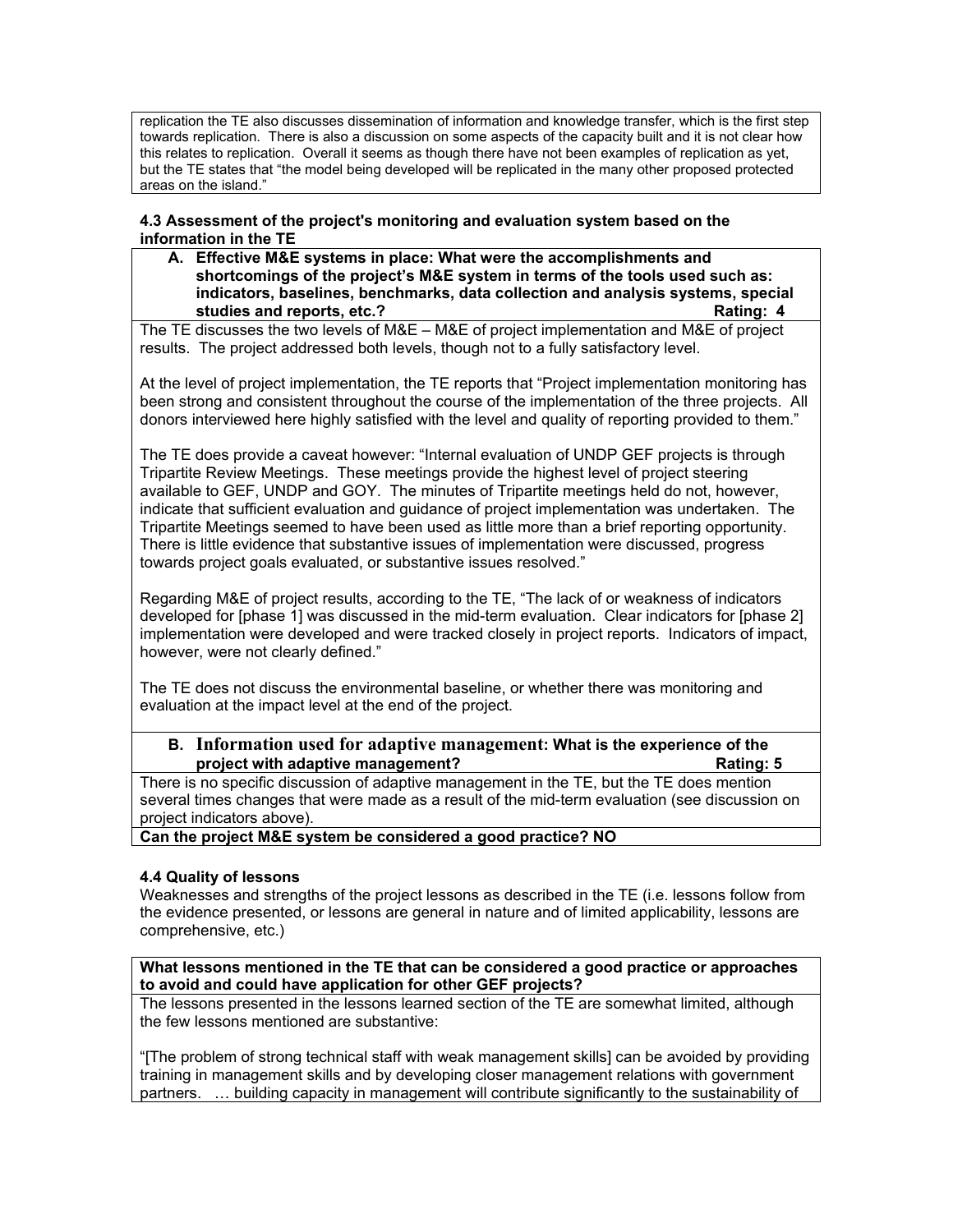replication the TE also discusses dissemination of information and knowledge transfer, which is the first step towards replication. There is also a discussion on some aspects of the capacity built and it is not clear how this relates to replication. Overall it seems as though there have not been examples of replication as yet, but the TE states that "the model being developed will be replicated in the many other proposed protected areas on the island."

**4.3 Assessment of the project's monitoring and evaluation system based on the information in the TE**

**A. Effective M&E systems in place: What were the accomplishments and shortcomings of the project's M&E system in terms of the tools used such as: indicators, baselines, benchmarks, data collection and analysis systems, special studies and reports, etc.? Rating: 4**

The TE discusses the two levels of M&E – M&E of project implementation and M&E of project results. The project addressed both levels, though not to a fully satisfactory level.

At the level of project implementation, the TE reports that "Project implementation monitoring has been strong and consistent throughout the course of the implementation of the three projects. All donors interviewed here highly satisfied with the level and quality of reporting provided to them."

The TE does provide a caveat however: "Internal evaluation of UNDP GEF projects is through Tripartite Review Meetings. These meetings provide the highest level of project steering available to GEF, UNDP and GOY. The minutes of Tripartite meetings held do not, however, indicate that sufficient evaluation and guidance of project implementation was undertaken. The Tripartite Meetings seemed to have been used as little more than a brief reporting opportunity. There is little evidence that substantive issues of implementation were discussed, progress towards project goals evaluated, or substantive issues resolved."

Regarding M&E of project results, according to the TE, "The lack of or weakness of indicators developed for [phase 1] was discussed in the mid-term evaluation. Clear indicators for [phase 2] implementation were developed and were tracked closely in project reports. Indicators of impact, however, were not clearly defined."

The TE does not discuss the environmental baseline, or whether there was monitoring and evaluation at the impact level at the end of the project.

**B. Information used for adaptive management: What is the experience of the project with adaptive management? Rating: 5**

There is no specific discussion of adaptive management in the TE, but the TE does mention several times changes that were made as a result of the mid-term evaluation (see discussion on project indicators above).

**Can the project M&E system be considered a good practice? NO**

**4.4 Quality of lessons**

Weaknesses and strengths of the project lessons as described in the TE (i.e. lessons follow from the evidence presented, or lessons are general in nature and of limited applicability, lessons are comprehensive, etc.)

**What lessons mentioned in the TE that can be considered a good practice or approaches to avoid and could have application for other GEF projects?**

The lessons presented in the lessons learned section of the TE are somewhat limited, although the few lessons mentioned are substantive:

"[The problem of strong technical staff with weak management skills] can be avoided by providing training in management skills and by developing closer management relations with government partners. … building capacity in management will contribute significantly to the sustainability of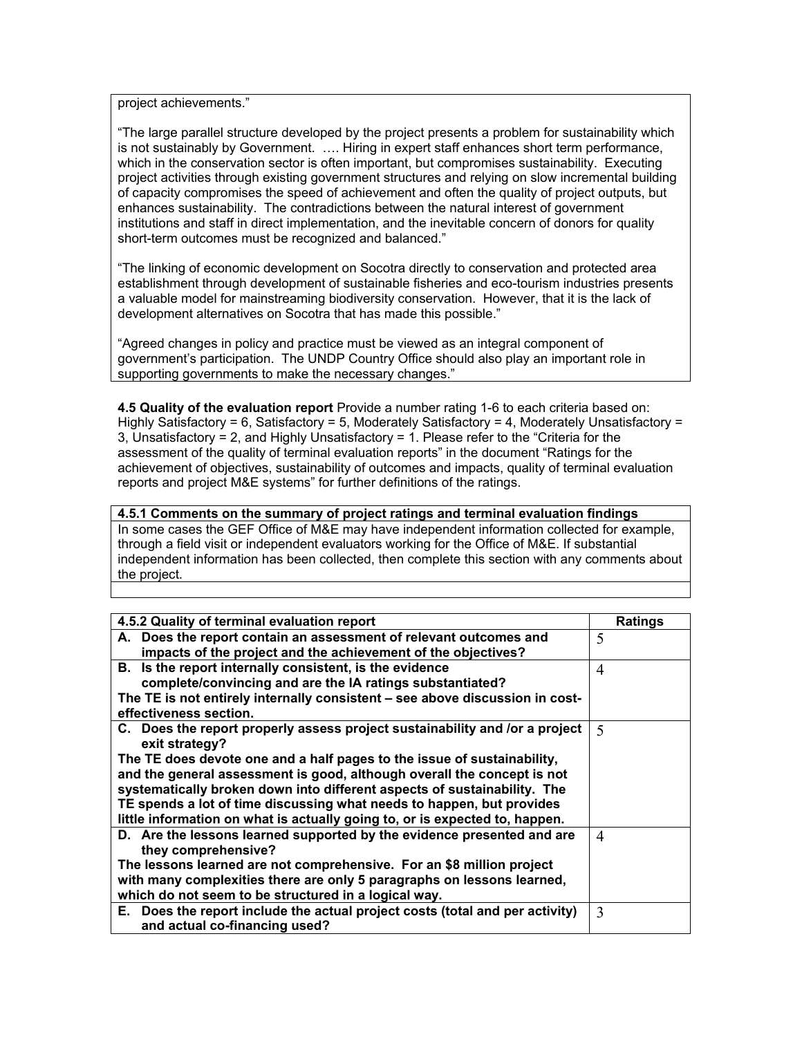project achievements."

"The large parallel structure developed by the project presents a problem for sustainability which is not sustainably by Government. …. Hiring in expert staff enhances short term performance, which in the conservation sector is often important, but compromises sustainability. Executing project activities through existing government structures and relying on slow incremental building of capacity compromises the speed of achievement and often the quality of project outputs, but enhances sustainability. The contradictions between the natural interest of government institutions and staff in direct implementation, and the inevitable concern of donors for quality short-term outcomes must be recognized and balanced."

"The linking of economic development on Socotra directly to conservation and protected area establishment through development of sustainable fisheries and eco-tourism industries presents a valuable model for mainstreaming biodiversity conservation. However, that it is the lack of development alternatives on Socotra that has made this possible."

"Agreed changes in policy and practice must be viewed as an integral component of government's participation. The UNDP Country Office should also play an important role in supporting governments to make the necessary changes."

**4.5 Quality of the evaluation report** Provide a number rating 1-6 to each criteria based on: Highly Satisfactory = 6, Satisfactory = 5, Moderately Satisfactory = 4, Moderately Unsatisfactory = 3, Unsatisfactory = 2, and Highly Unsatisfactory = 1. Please refer to the "Criteria for the assessment of the quality of terminal evaluation reports" in the document "Ratings for the achievement of objectives, sustainability of outcomes and impacts, quality of terminal evaluation reports and project M&E systems" for further definitions of the ratings.

| **4.5.1 Comments on the summary of project ratings and terminal evaluation findings** |
|---|
| In some cases the GEF Office of M&E may have independent information collected for example, through a field visit or independent evaluators working for the Office of M&E. If substantial independent information has been collected, then complete this section with any comments about the project. |
| |

| **4.5.2 Quality of terminal evaluation report** | **Ratings** |
|---|---|
| **A. Does the report contain an assessment of relevant outcomes and impacts of the project and the achievement of the objectives?** | 5 |
| **B. Is the report internally consistent, is the evidence complete/convincing and are the IA ratings substantiated?**<br>**The TE is not entirely internally consistent – see above discussion in cost-effectiveness section.** | 4 |
| **C. Does the report properly assess project sustainability and /or a project exit strategy?**<br>**The TE does devote one and a half pages to the issue of sustainability, and the general assessment is good, although overall the concept is not systematically broken down into different aspects of sustainability. The TE spends a lot of time discussing what needs to happen, but provides little information on what is actually going to, or is expected to, happen.** | 5 |
| **D. Are the lessons learned supported by the evidence presented and are they comprehensive?**<br>**The lessons learned are not comprehensive. For an $8 million project with many complexities there are only 5 paragraphs on lessons learned, which do not seem to be structured in a logical way.** | 4 |
| **E. Does the report include the actual project costs (total and per activity) and actual co-financing used?** | 3 |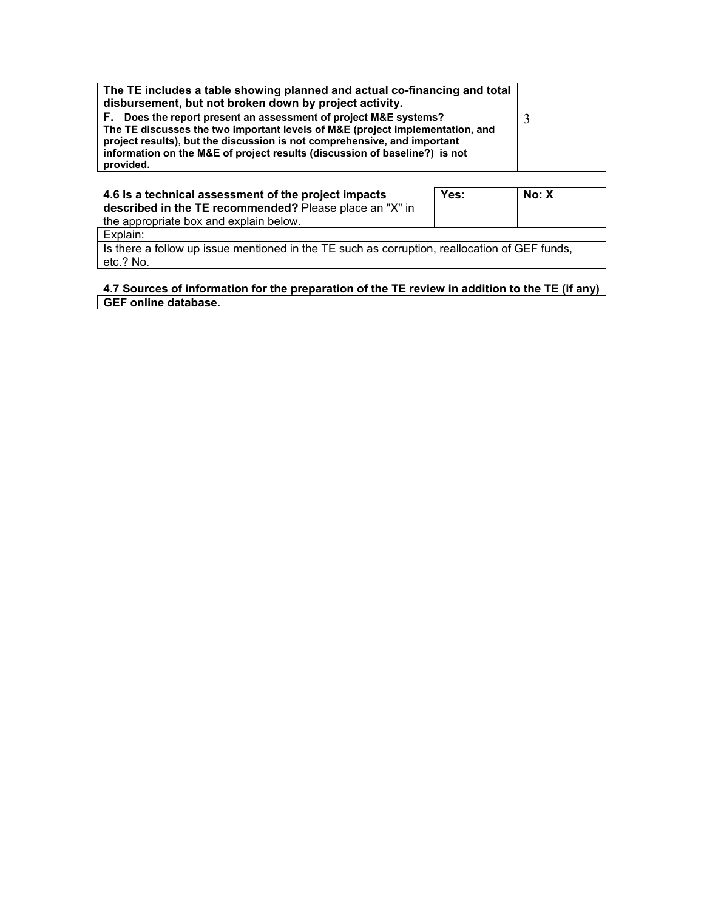| | |
|---|---|
| **The TE includes a table showing planned and actual co-financing and total disbursement, but not broken down by project activity.** | |
| **F. Does the report present an assessment of project M&E systems?** **The TE discusses the two important levels of M&E (project implementation, and project results), but the discussion is not comprehensive, and important information on the M&E of project results (discussion of baseline?) is not provided.** | 3 |

| | | |
|---|---|---|
| **4.6 Is a technical assessment of the project impacts described in the TE recommended?** Please place an "X" in the appropriate box and explain below. | **Yes:** | **No: X** |
| Explain: | | |
| Is there a follow up issue mentioned in the TE such as corruption, reallocation of GEF funds, etc.? No. | | |

| |
|---|
| **4.7 Sources of information for the preparation of the TE review in addition to the TE (if any)** |
| **GEF online database.** |